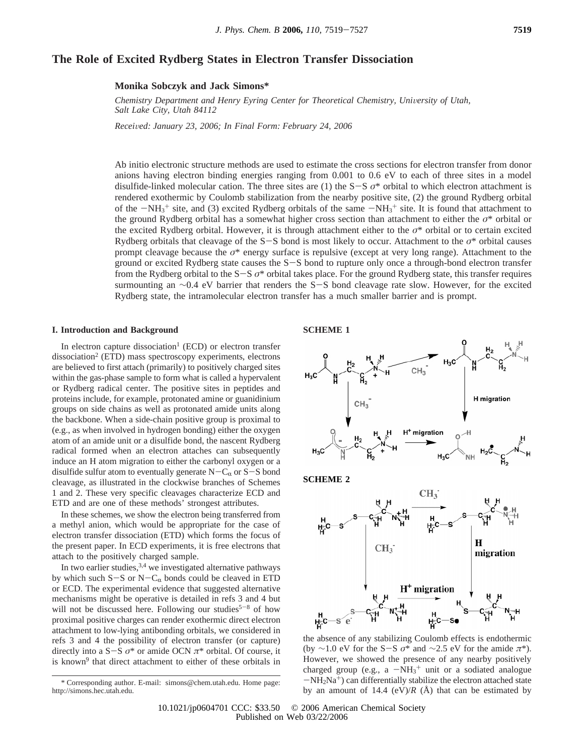# The Role of Excited Rydberg States in Electron Transfer Dissociation

**Monika Sobczyk and Jack Simons***

*Chemistry Department and Henry Eyring Center for Theoretical Chemistry, University of Utah, Salt Lake City, Utah 84112*

*Received: January 23, 2006; In Final Form: February 24, 2006*

Ab initio electronic structure methods are used to estimate the cross sections for electron transfer from donor anions having electron binding energies ranging from 0.001 to 0.6 eV to each of three sites in a model disulfide-linked molecular cation. The three sites are (1) the S−S $\sigma^*$ orbital to which electron attachment is rendered exothermic by Coulomb stabilization from the nearby positive site, (2) the ground Rydberg orbital of the $-NH_3^+$ site, and (3) excited Rydberg orbitals of the same $-NH_3^+$ site. It is found that attachment to the ground Rydberg orbital has a somewhat higher cross section than attachment to either the $\sigma^*$ orbital or the excited Rydberg orbital. However, it is through attachment either to the $\sigma^*$ orbital or to certain excited Rydberg orbitals that cleavage of the S−S bond is most likely to occur. Attachment to the $\sigma^*$ orbital causes prompt cleavage because the $\sigma^*$ energy surface is repulsive (except at very long range). Attachment to the ground or excited Rydberg state causes the S−S bond to rupture only once a through-bond electron transfer from the Rydberg orbital to the S−S $\sigma^*$ orbital takes place. For the ground Rydberg state, this transfer requires surmounting an ~0.4 eV barrier that renders the S−S bond cleavage rate slow. However, for the excited Rydberg state, the intramolecular electron transfer has a much smaller barrier and is prompt.

## I. Introduction and Background

In electron capture dissociation[1] (ECD) or electron transfer dissociation[2] (ETD) mass spectroscopy experiments, electrons are believed to first attach (primarily) to positively charged sites within the gas-phase sample to form what is called a hypervalent or Rydberg radical center. The positive sites in peptides and proteins include, for example, protonated amine or guanidinium groups on side chains as well as protonated amide units along the backbone. When a side-chain positive group is proximal to (e.g., as when involved in hydrogen bonding) either the oxygen atom of an amide unit or a disulfide bond, the nascent Rydberg radical formed when an electron attaches can subsequently induce an H atom migration to either the carbonyl oxygen or a disulfide sulfur atom to eventually generate $N-C_\alpha$ or S−S bond cleavage, as illustrated in the clockwise branches of Schemes 1 and 2. These very specific cleavages characterize ECD and ETD and are one of these methods' strongest attributes.

In these schemes, we show the electron being transferred from a methyl anion, which would be appropriate for the case of electron transfer dissociation (ETD) which forms the focus of the present paper. In ECD experiments, it is free electrons that attach to the positively charged sample.

In two earlier studies,[3,4] we investigated alternative pathways by which such S−S or $N-C_\alpha$ bonds could be cleaved in ETD or ECD. The experimental evidence that suggested alternative mechanisms might be operative is detailed in refs 3 and 4 but will not be discussed here. Following our studies[5−8] of how proximal positive charges can render exothermic direct electron attachment to low-lying antibonding orbitals, we considered in refs 3 and 4 the possibility of electron transfer (or capture) directly into a S−S $\sigma^*$ or amide OCN $\pi^*$ orbital. Of course, it is known[9] that direct attachment to either of these orbitals in the absence of any stabilizing Coulomb effects is endothermic (by ~1.0 eV for the S−S $\sigma^*$ and ~2.5 eV for the amide $\pi^*$). However, we showed the presence of any nearby positively charged group (e.g., a $-NH_3^+$ unit or a sodiated analogue $-NH_2Na^+$) can differentially stabilize the electron attached state by an amount of 14.4 (eV)/$R$ (Å) that can be estimated by

**SCHEME 1**

$CH_3^-$

H migration

$CH_3^-$

$H^+$ migration

**SCHEME 2**

$CH_3^-$

H migration

$CH_3^-$

$H^+$ migration

\* Corresponding author. E-mail: simons@chem.utah.edu. Home page: http://simons.hec.utah.edu.

10.1021/jp0604701 CCC: $33.50 © 2006 American Chemical Society
Published on Web 03/22/2006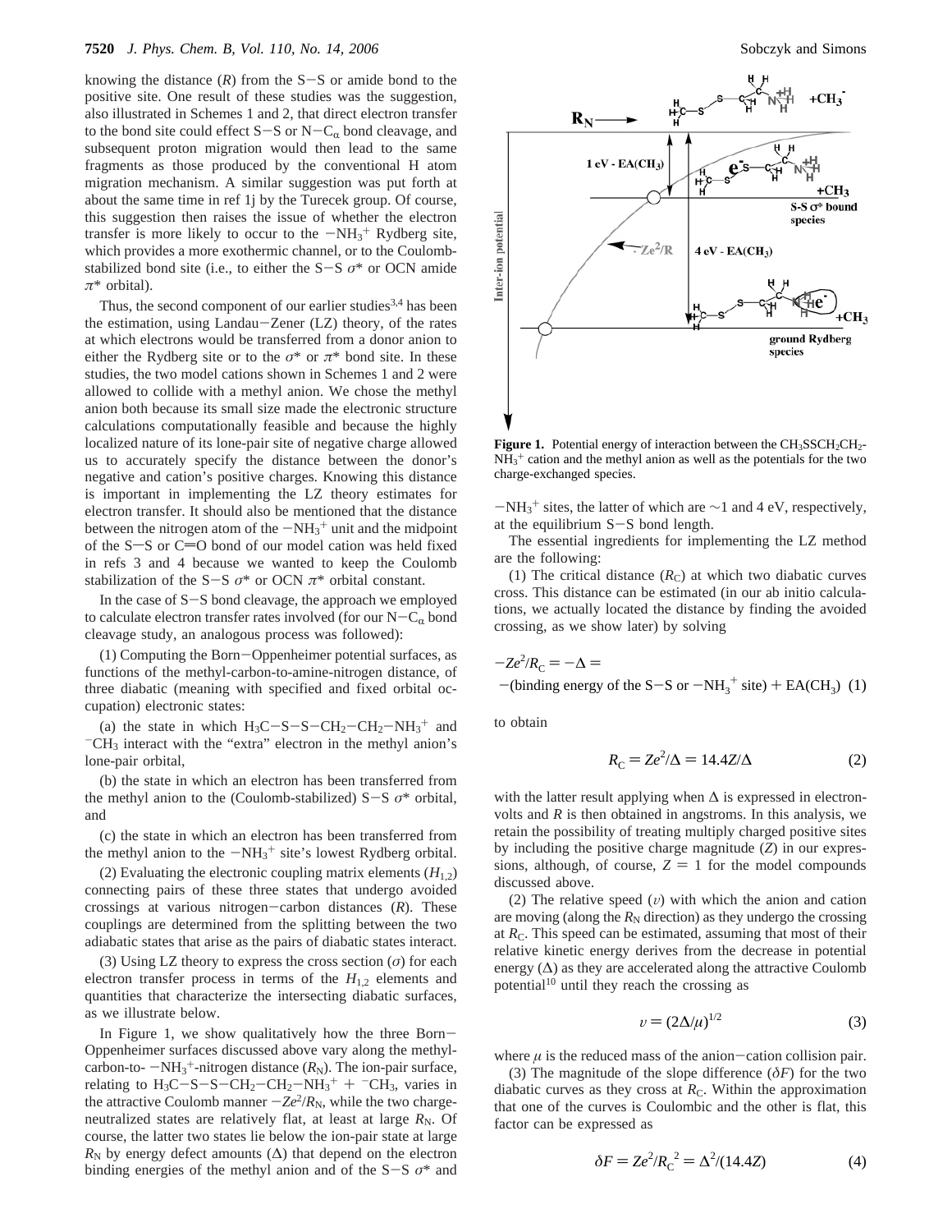knowing the distance ($R$) from the S−S or amide bond to the positive site. One result of these studies was the suggestion, also illustrated in Schemes 1 and 2, that direct electron transfer to the bond site could effect S−S or N−$C_\alpha$ bond cleavage, and subsequent proton migration would then lead to the same fragments as those produced by the conventional H atom migration mechanism. A similar suggestion was put forth at about the same time in ref 1j by the Turecek group. Of course, this suggestion then raises the issue of whether the electron transfer is more likely to occur to the $-NH_3^+$ Rydberg site, which provides a more exothermic channel, or to the Coulomb-stabilized bond site (i.e., to either the S−S $\sigma^*$ or OCN amide $\pi^*$ orbital).

Thus, the second component of our earlier studies[3,4] has been the estimation, using Landau−Zener (LZ) theory, of the rates at which electrons would be transferred from a donor anion to either the Rydberg site or to the $\sigma^*$ or $\pi^*$ bond site. In these studies, the two model cations shown in Schemes 1 and 2 were allowed to collide with a methyl anion. We chose the methyl anion both because its small size made the electronic structure calculations computationally feasible and because the highly localized nature of its lone-pair site of negative charge allowed us to accurately specify the distance between the donor's negative and cation's positive charges. Knowing this distance is important in implementing the LZ theory estimates for electron transfer. It should also be mentioned that the distance between the nitrogen atom of the $-NH_3^+$ unit and the midpoint of the S−S or C=O bond of our model cation was held fixed in refs 3 and 4 because we wanted to keep the Coulomb stabilization of the S−S $\sigma^*$ or OCN $\pi^*$ orbital constant.

In the case of S−S bond cleavage, the approach we employed to calculate electron transfer rates involved (for our N−$C_\alpha$ bond cleavage study, an analogous process was followed):

(1) Computing the Born−Oppenheimer potential surfaces, as functions of the methyl-carbon-to-amine-nitrogen distance, of three diabatic (meaning with specified and fixed orbital occupation) electronic states:

(a) the state in which $H_3C-S-S-CH_2-CH_2-NH_3^+$ and $^-CH_3$ interact with the "extra" electron in the methyl anion's lone-pair orbital,

(b) the state in which an electron has been transferred from the methyl anion to the (Coulomb-stabilized) S−S $\sigma^*$ orbital, and

(c) the state in which an electron has been transferred from the methyl anion to the $-NH_3^+$ site's lowest Rydberg orbital.

(2) Evaluating the electronic coupling matrix elements ($H_{1,2}$) connecting pairs of these three states that undergo avoided crossings at various nitrogen−carbon distances ($R$). These couplings are determined from the splitting between the two adiabatic states that arise as the pairs of diabatic states interact.

(3) Using LZ theory to express the cross section ($\sigma$) for each electron transfer process in terms of the $H_{1,2}$ elements and quantities that characterize the intersecting diabatic surfaces, as we illustrate below.

In Figure 1, we show qualitatively how the three Born−Oppenheimer surfaces discussed above vary along the methyl-carbon-to- $-NH_3^+$-nitrogen distance ($R_N$). The ion-pair surface, relating to $H_3C-S-S-CH_2-CH_2-NH_3^+ + {}^-CH_3$, varies in the attractive Coulomb manner $-Ze^2/R_N$, while the two charge-neutralized states are relatively flat, at least at large $R_N$. Of course, the latter two states lie below the ion-pair state at large $R_N$ by energy defect amounts ($\Delta$) that depend on the electron binding energies of the methyl anion and of the S−S $\sigma^*$ and $-NH_3^+$ sites, the latter of which are ~1 and 4 eV, respectively, at the equilibrium S−S bond length.

**Figure 1.** Potential energy of interaction between the $CH_3SSCH_2CH_2NH_3^+$ cation and the methyl anion as well as the potentials for the two charge-exchanged species.

The essential ingredients for implementing the LZ method are the following:

(1) The critical distance ($R_C$) at which two diabatic curves cross. This distance can be estimated (in our ab initio calculations, we actually located the distance by finding the avoided crossing, as we show later) by solving

$$-Ze^2/R_C = -\Delta = -(\text{binding energy of the S−S or } -NH_3^+ \text{ site}) + EA(CH_3) \quad (1)$$

to obtain

$$R_C = Ze^2/\Delta = 14.4Z/\Delta \quad (2)$$

with the latter result applying when $\Delta$ is expressed in electronvolts and $R$ is then obtained in angstroms. In this analysis, we retain the possibility of treating multiply charged positive sites by including the positive charge magnitude ($Z$) in our expressions, although, of course, $Z = 1$ for the model compounds discussed above.

(2) The relative speed ($v$) with which the anion and cation are moving (along the $R_N$ direction) as they undergo the crossing at $R_C$. This speed can be estimated, assuming that most of their relative kinetic energy derives from the decrease in potential energy ($\Delta$) as they are accelerated along the attractive Coulomb potential[10] until they reach the crossing as

$$v = (2\Delta/\mu)^{1/2} \quad (3)$$

where $\mu$ is the reduced mass of the anion−cation collision pair.

(3) The magnitude of the slope difference ($\delta F$) for the two diabatic curves as they cross at $R_C$. Within the approximation that one of the curves is Coulombic and the other is flat, this factor can be expressed as

$$\delta F = Ze^2/R_C^{\ 2} = \Delta^2/(14.4Z) \quad (4)$$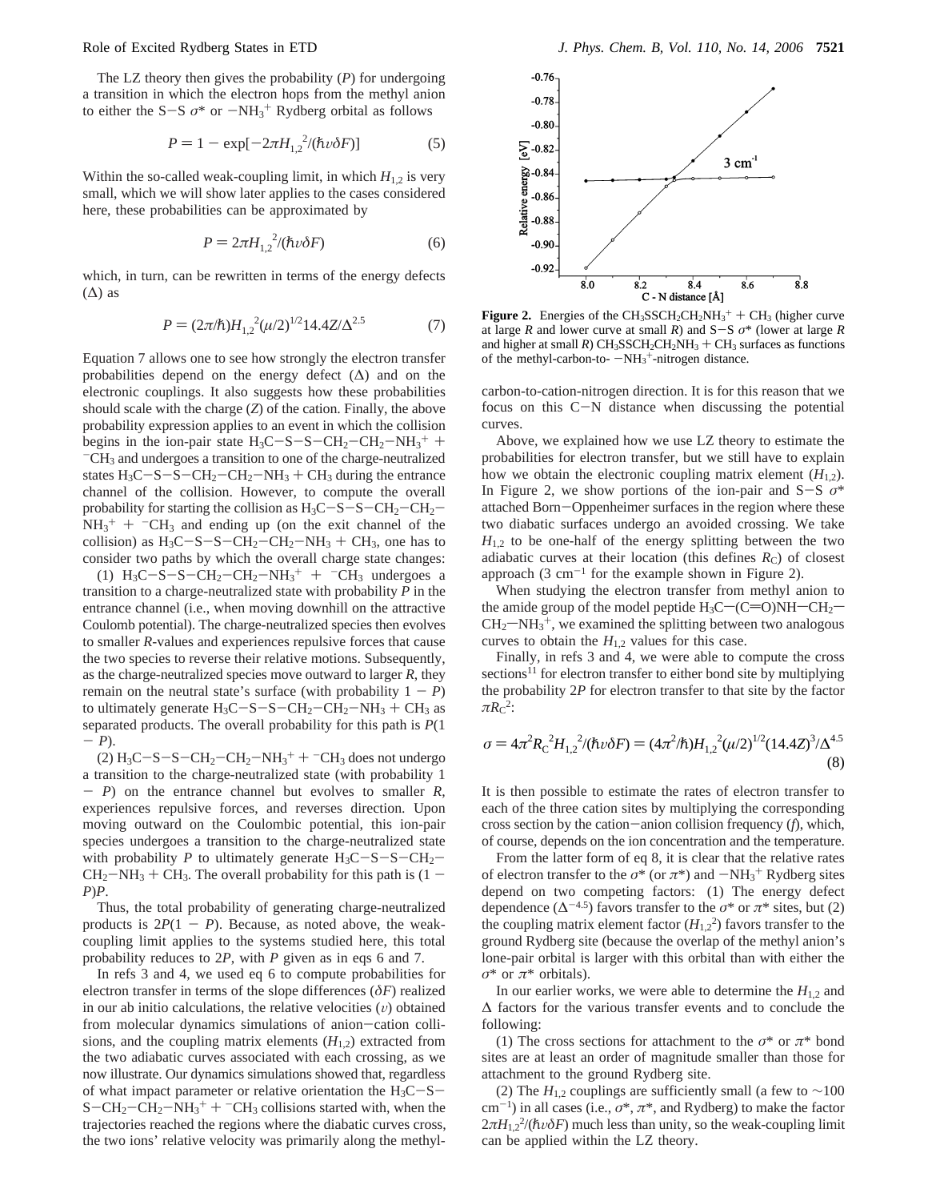The LZ theory then gives the probability ($P$) for undergoing a transition in which the electron hops from the methyl anion to either the S−S $\sigma^*$ or $-NH_3^+$ Rydberg orbital as follows

$$P = 1 - \exp[-2\pi H_{1,2}^2/(\hbar v \delta F)] \tag{5}$$

Within the so-called weak-coupling limit, in which $H_{1,2}$ is very small, which we will show later applies to the cases considered here, these probabilities can be approximated by

$$P = 2\pi H_{1,2}^2/(\hbar v \delta F) \tag{6}$$

which, in turn, can be rewritten in terms of the energy defects ($\Delta$) as

$$P = (2\pi/\hbar) H_{1,2}^2 (\mu/2)^{1/2} 14.4Z/\Delta^{2.5} \tag{7}$$

Equation 7 allows one to see how strongly the electron transfer probabilities depend on the energy defect ($\Delta$) and on the electronic couplings. It also suggests how these probabilities should scale with the charge ($Z$) of the cation. Finally, the above probability expression applies to an event in which the collision begins in the ion-pair state $H_3C-S-S-CH_2-CH_2-NH_3^+$ + $^-CH_3$ and undergoes a transition to one of the charge-neutralized states $H_3C-S-S-CH_2-CH_2-NH_3 + CH_3$ during the entrance channel of the collision. However, to compute the overall probability for starting the collision as $H_3C-S-S-CH_2-CH_2-NH_3^+$ + $^-CH_3$ and ending up (on the exit channel of the collision) as $H_3C-S-S-CH_2-CH_2-NH_3 + CH_3$, one has to consider two paths by which the overall charge state changes:

(1) $H_3C-S-S-CH_2-CH_2-NH_3^+$ + $^-CH_3$ undergoes a transition to a charge-neutralized state with probability $P$ in the entrance channel (i.e., when moving downhill on the attractive Coulomb potential). The charge-neutralized species then evolves to smaller $R$-values and experiences repulsive forces that cause the two species to reverse their relative motions. Subsequently, as the charge-neutralized species move outward to larger $R$, they remain on the neutral state's surface (with probability $1 - P$) to ultimately generate $H_3C-S-S-CH_2-CH_2-NH_3 + CH_3$ as separated products. The overall probability for this path is $P(1 - P)$.

(2) $H_3C-S-S-CH_2-CH_2-NH_3^+$ + $^-CH_3$ does not undergo a transition to the charge-neutralized state (with probability $1 - P$) on the entrance channel but evolves to smaller $R$, experiences repulsive forces, and reverses direction. Upon moving outward on the Coulombic potential, this ion-pair species undergoes a transition to the charge-neutralized state with probability $P$ to ultimately generate $H_3C-S-S-CH_2-CH_2-NH_3 + CH_3$. The overall probability for this path is $(1 - P)P$.

Thus, the total probability of generating charge-neutralized products is $2P(1 - P)$. Because, as noted above, the weak-coupling limit applies to the systems studied here, this total probability reduces to $2P$, with $P$ given as in eqs 6 and 7.

In refs 3 and 4, we used eq 6 to compute probabilities for electron transfer in terms of the slope differences ($\delta F$) realized in our ab initio calculations, the relative velocities ($v$) obtained from molecular dynamics simulations of anion−cation collisions, and the coupling matrix elements ($H_{1,2}$) extracted from the two adiabatic curves associated with each crossing, as we now illustrate. Our dynamics simulations showed that, regardless of what impact parameter or relative orientation the $H_3C-S-S-CH_2-CH_2-NH_3^+$ + $^-CH_3$ collisions started with, when the trajectories reached the regions where the diabatic curves cross, the two ions' relative velocity was primarily along the methyl-carbon-to-cation-nitrogen direction. It is for this reason that we focus on this C−N distance when discussing the potential curves.

**Figure 2.** Energies of the $CH_3SSCH_2CH_2NH_3^+ + CH_3$ (higher curve at large $R$ and lower curve at small $R$) and S−S $\sigma^*$ (lower at large $R$ and higher at small $R$) $CH_3SSCH_2CH_2NH_3 + CH_3$ surfaces as functions of the methyl-carbon-to- $-NH_3^+$-nitrogen distance.

Above, we explained how we use LZ theory to estimate the probabilities for electron transfer, but we still have to explain how we obtain the electronic coupling matrix element ($H_{1,2}$). In Figure 2, we show portions of the ion-pair and S−S $\sigma^*$ attached Born−Oppenheimer surfaces in the region where these two diabatic surfaces undergo an avoided crossing. We take $H_{1,2}$ to be one-half of the energy splitting between the two adiabatic curves at their location (this defines $R_C$) of closest approach (3 cm$^{-1}$ for the example shown in Figure 2).

When studying the electron transfer from methyl anion to the amide group of the model peptide $H_3C-(C{=}O)NH-CH_2-CH_2-NH_3^+$, we examined the splitting between two analogous curves to obtain the $H_{1,2}$ values for this case.

Finally, in refs 3 and 4, we were able to compute the cross sections[11] for electron transfer to either bond site by multiplying the probability $2P$ for electron transfer to that site by the factor $\pi R_C^2$:

$$\sigma = 4\pi^2 R_C^2 H_{1,2}^2/(\hbar v \delta F) = (4\pi^2/\hbar) H_{1,2}^2 (\mu/2)^{1/2} (14.4Z)^3/\Delta^{4.5} \tag{8}$$

It is then possible to estimate the rates of electron transfer to each of the three cation sites by multiplying the corresponding cross section by the cation−anion collision frequency ($f$), which, of course, depends on the ion concentration and the temperature.

From the latter form of eq 8, it is clear that the relative rates of electron transfer to the $\sigma^*$ (or $\pi^*$) and $-NH_3^+$ Rydberg sites depend on two competing factors: (1) The energy defect dependence ($\Delta^{-4.5}$) favors transfer to the $\sigma^*$ or $\pi^*$ sites, but (2) the coupling matrix element factor ($H_{1,2}^2$) favors transfer to the ground Rydberg site (because the overlap of the methyl anion's lone-pair orbital is larger with this orbital than with either the $\sigma^*$ or $\pi^*$ orbitals).

In our earlier works, we were able to determine the $H_{1,2}$ and $\Delta$ factors for the various transfer events and to conclude the following:

(1) The cross sections for attachment to the $\sigma^*$ or $\pi^*$ bond sites are at least an order of magnitude smaller than those for attachment to the ground Rydberg site.

(2) The $H_{1,2}$ couplings are sufficiently small (a few to ~100 cm$^{-1}$) in all cases (i.e., $\sigma^*$, $\pi^*$, and Rydberg) to make the factor $2\pi H_{1,2}^2/(\hbar v \delta F)$ much less than unity, so the weak-coupling limit can be applied within the LZ theory.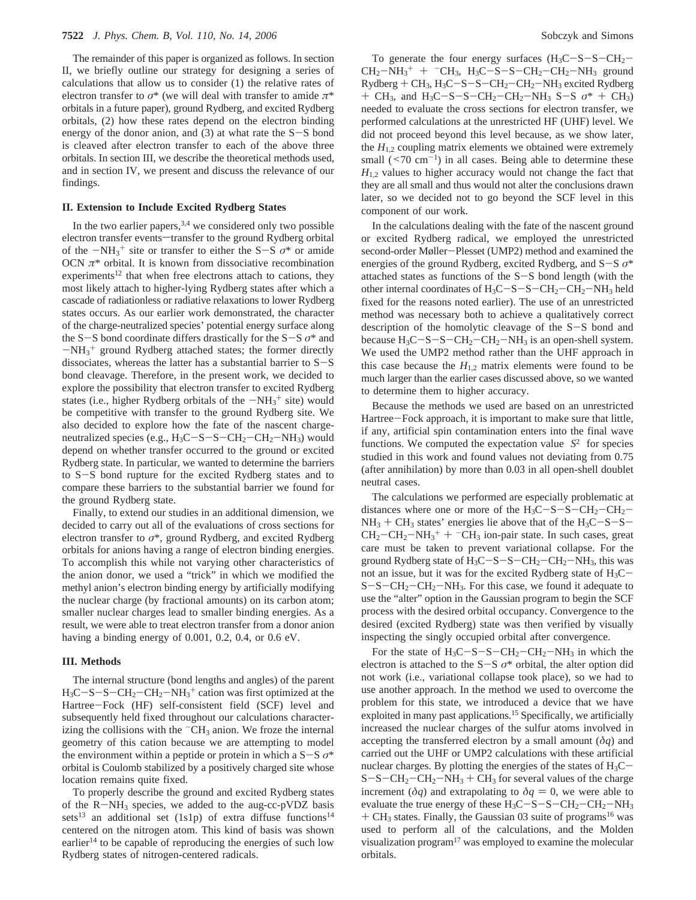The remainder of this paper is organized as follows. In section II, we briefly outline our strategy for designing a series of calculations that allow us to consider (1) the relative rates of electron transfer to $\sigma^*$ (we will deal with transfer to amide $\pi^*$ orbitals in a future paper), ground Rydberg, and excited Rydberg orbitals, (2) how these rates depend on the electron binding energy of the donor anion, and (3) at what rate the S−S bond is cleaved after electron transfer to each of the above three orbitals. In section III, we describe the theoretical methods used, and in section IV, we present and discuss the relevance of our findings.

## II. Extension to Include Excited Rydberg States

In the two earlier papers,[3,4] we considered only two possible electron transfer events—transfer to the ground Rydberg orbital of the $-NH_3^+$ site or transfer to either the S−S $\sigma^*$ or amide OCN $\pi^*$ orbital. It is known from dissociative recombination experiments[12] that when free electrons attach to cations, they most likely attach to higher-lying Rydberg states after which a cascade of radiationless or radiative relaxations to lower Rydberg states occurs. As our earlier work demonstrated, the character of the charge-neutralized species' potential energy surface along the S−S bond coordinate differs drastically for the S−S $\sigma^*$ and $-NH_3^+$ ground Rydberg attached states; the former directly dissociates, whereas the latter has a substantial barrier to S−S bond cleavage. Therefore, in the present work, we decided to explore the possibility that electron transfer to excited Rydberg states (i.e., higher Rydberg orbitals of the $-NH_3^+$ site) would be competitive with transfer to the ground Rydberg site. We also decided to explore how the fate of the nascent charge-neutralized species (e.g., $H_3C-S-S-CH_2-CH_2-NH_3$) would depend on whether transfer occurred to the ground or excited Rydberg state. In particular, we wanted to determine the barriers to S−S bond rupture for the excited Rydberg states and to compare these barriers to the substantial barrier we found for the ground Rydberg state.

Finally, to extend our studies in an additional dimension, we decided to carry out all of the evaluations of cross sections for electron transfer to $\sigma^*$, ground Rydberg, and excited Rydberg orbitals for anions having a range of electron binding energies. To accomplish this while not varying other characteristics of the anion donor, we used a "trick" in which we modified the methyl anion's electron binding energy by artificially modifying the nuclear charge (by fractional amounts) on its carbon atom; smaller nuclear charges lead to smaller binding energies. As a result, we were able to treat electron transfer from a donor anion having a binding energy of 0.001, 0.2, 0.4, or 0.6 eV.

## III. Methods

The internal structure (bond lengths and angles) of the parent $H_3C-S-S-CH_2-CH_2-NH_3^+$ cation was first optimized at the Hartree−Fock (HF) self-consistent field (SCF) level and subsequently held fixed throughout our calculations characterizing the collisions with the $^-CH_3$ anion. We froze the internal geometry of this cation because we are attempting to model the environment within a peptide or protein in which a S−S $\sigma^*$ orbital is Coulomb stabilized by a positively charged site whose location remains quite fixed.

To properly describe the ground and excited Rydberg states of the $R-NH_3$ species, we added to the aug-cc-pVDZ basis sets[13] an additional set (1s1p) of extra diffuse functions[14] centered on the nitrogen atom. This kind of basis was shown earlier[14] to be capable of reproducing the energies of such low Rydberg states of nitrogen-centered radicals.

To generate the four energy surfaces ($H_3C-S-S-CH_2-CH_2-NH_3^+$ + $^-CH_3$, $H_3C-S-S-CH_2-CH_2-NH_3$ ground Rydberg + $CH_3$, $H_3C-S-S-CH_2-CH_2-NH_3$ excited Rydberg + $CH_3$, and $H_3C-S-S-CH_2-CH_2-NH_3$ S−S $\sigma^*$ + $CH_3$) needed to evaluate the cross sections for electron transfer, we performed calculations at the unrestricted HF (UHF) level. We did not proceed beyond this level because, as we show later, the $H_{1,2}$ coupling matrix elements we obtained were extremely small (<70 cm$^{-1}$) in all cases. Being able to determine these $H_{1,2}$ values to higher accuracy would not change the fact that they are all small and thus would not alter the conclusions drawn later, so we decided not to go beyond the SCF level in this component of our work.

In the calculations dealing with the fate of the nascent ground or excited Rydberg radical, we employed the unrestricted second-order Møller−Plesset (UMP2) method and examined the energies of the ground Rydberg, excited Rydberg, and S−S $\sigma^*$ attached states as functions of the S−S bond length (with the other internal coordinates of $H_3C-S-S-CH_2-CH_2-NH_3$ held fixed for the reasons noted earlier). The use of an unrestricted method was necessary both to achieve a qualitatively correct description of the homolytic cleavage of the S−S bond and because $H_3C-S-S-CH_2-CH_2-NH_3$ is an open-shell system. We used the UMP2 method rather than the UHF approach in this case because the $H_{1,2}$ matrix elements were found to be much larger than the earlier cases discussed above, so we wanted to determine them to higher accuracy.

Because the methods we used are based on an unrestricted Hartree−Fock approach, it is important to make sure that little, if any, artificial spin contamination enters into the final wave functions. We computed the expectation value $\langle S^2 \rangle$ for species studied in this work and found values not deviating from 0.75 (after annihilation) by more than 0.03 in all open-shell doublet neutral cases.

The calculations we performed are especially problematic at distances where one or more of the $H_3C-S-S-CH_2-CH_2-NH_3$ + $CH_3$ states' energies lie above that of the $H_3C-S-S-CH_2-CH_2-NH_3^+$ + $^-CH_3$ ion-pair state. In such cases, great care must be taken to prevent variational collapse. For the ground Rydberg state of $H_3C-S-S-CH_2-CH_2-NH_3$, this was not an issue, but it was for the excited Rydberg state of $H_3C-S-S-CH_2-CH_2-NH_3$. For this case, we found it adequate to use the "alter" option in the Gaussian program to begin the SCF process with the desired orbital occupancy. Convergence to the desired (excited Rydberg) state was then verified by visually inspecting the singly occupied orbital after convergence.

For the state of $H_3C-S-S-CH_2-CH_2-NH_3$ in which the electron is attached to the S−S $\sigma^*$ orbital, the alter option did not work (i.e., variational collapse took place), so we had to use another approach. In the method we used to overcome the problem for this state, we introduced a device that we have exploited in many past applications.[15] Specifically, we artificially increased the nuclear charges of the sulfur atoms involved in accepting the transferred electron by a small amount ($\delta q$) and carried out the UHF or UMP2 calculations with these artificial nuclear charges. By plotting the energies of the states of $H_3C-S-S-CH_2-CH_2-NH_3$ + $CH_3$ for several values of the charge increment ($\delta q$) and extrapolating to $\delta q = 0$, we were able to evaluate the true energy of these $H_3C-S-S-CH_2-CH_2-NH_3$ + $CH_3$ states. Finally, the Gaussian 03 suite of programs[16] was used to perform all of the calculations, and the Molden visualization program[17] was employed to examine the molecular orbitals.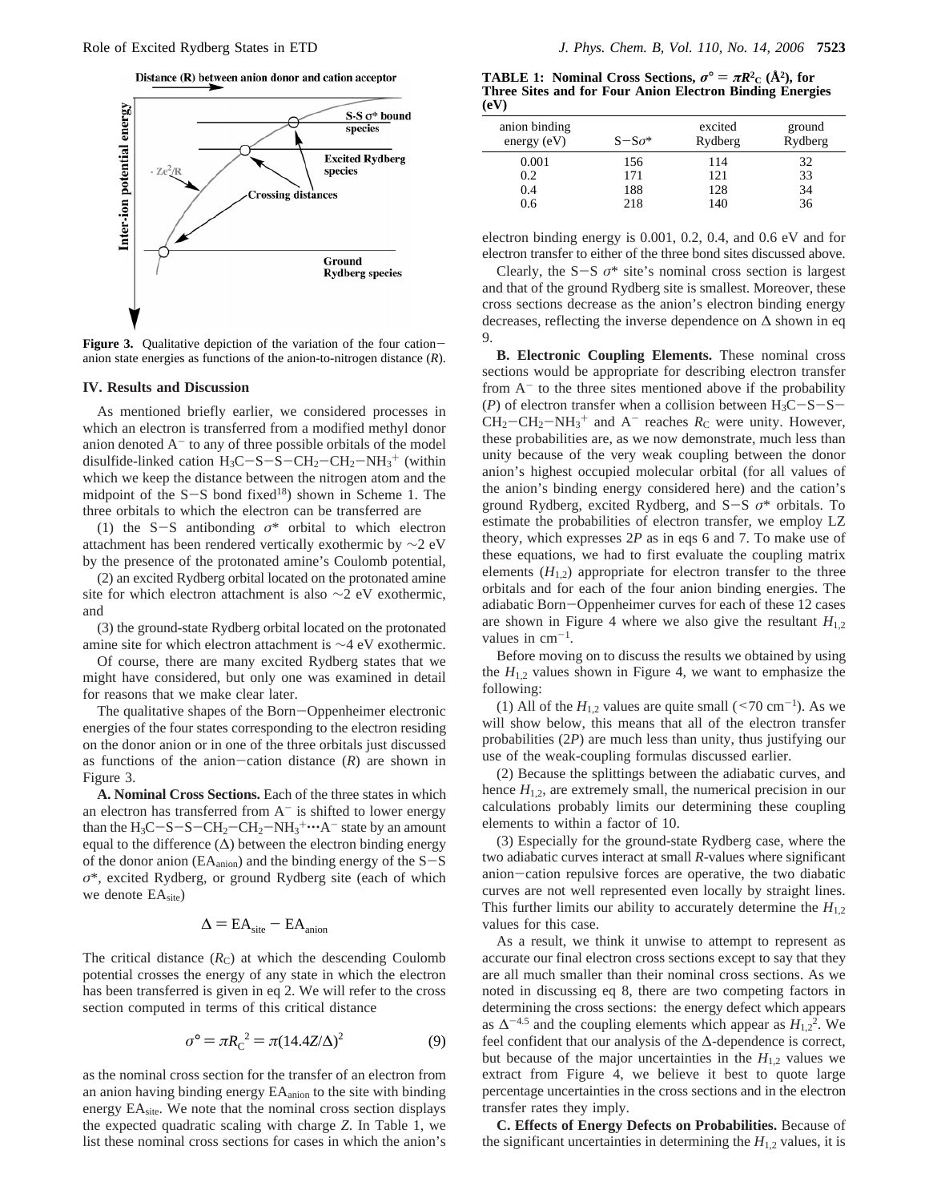Figure 3. Qualitative depiction of the variation of the four cation–anion state energies as functions of the anion-to-nitrogen distance ($R$).

## IV. Results and Discussion

As mentioned briefly earlier, we considered processes in which an electron is transferred from a modified methyl donor anion denoted $A^-$ to any of three possible orbitals of the model disulfide-linked cation $H_3C-S-S-CH_2-CH_2-NH_3^+$ (within which we keep the distance between the nitrogen atom and the midpoint of the S–S bond fixed[18]) shown in Scheme 1. The three orbitals to which the electron can be transferred are

(1) the S–S antibonding $\sigma^*$ orbital to which electron attachment has been rendered vertically exothermic by ~2 eV by the presence of the protonated amine's Coulomb potential,

(2) an excited Rydberg orbital located on the protonated amine site for which electron attachment is also ~2 eV exothermic, and

(3) the ground-state Rydberg orbital located on the protonated amine site for which electron attachment is ~4 eV exothermic.

Of course, there are many excited Rydberg states that we might have considered, but only one was examined in detail for reasons that we make clear later.

The qualitative shapes of the Born–Oppenheimer electronic energies of the four states corresponding to the electron residing on the donor anion or in one of the three orbitals just discussed as functions of the anion–cation distance ($R$) are shown in Figure 3.

**A. Nominal Cross Sections.** Each of the three states in which an electron has transferred from $A^-$ is shifted to lower energy than the $H_3C-S-S-CH_2-CH_2-NH_3^+\cdots A^-$ state by an amount equal to the difference ($\Delta$) between the electron binding energy of the donor anion ($EA_{anion}$) and the binding energy of the S–S $\sigma^*$, excited Rydberg, or ground Rydberg site (each of which we denote $EA_{site}$)

$$\Delta = EA_{site} - EA_{anion}$$

The critical distance ($R_C$) at which the descending Coulomb potential crosses the energy of any state in which the electron has been transferred is given in eq 2. We will refer to the cross section computed in terms of this critical distance

$$\sigma^\circ = \pi R_C^2 = \pi(14.4Z/\Delta)^2 \tag{9}$$

as the nominal cross section for the transfer of an electron from an anion having binding energy $EA_{anion}$ to the site with binding energy $EA_{site}$. We note that the nominal cross section displays the expected quadratic scaling with charge $Z$. In Table 1, we list these nominal cross sections for cases in which the anion's electron binding energy is 0.001, 0.2, 0.4, and 0.6 eV and for electron transfer to either of the three bond sites discussed above.

**TABLE 1: Nominal Cross Sections, $\sigma^\circ = \pi R_C^2$ (Å²), for Three Sites and for Four Anion Electron Binding Energies (eV)**

| anion binding energy (eV) | S–S$\sigma^*$ | excited Rydberg | ground Rydberg |
|---|---|---|---|
| 0.001 | 156 | 114 | 32 |
| 0.2 | 171 | 121 | 33 |
| 0.4 | 188 | 128 | 34 |
| 0.6 | 218 | 140 | 36 |

Clearly, the S–S $\sigma^*$ site's nominal cross section is largest and that of the ground Rydberg site is smallest. Moreover, these cross sections decrease as the anion's electron binding energy decreases, reflecting the inverse dependence on $\Delta$ shown in eq 9.

**B. Electronic Coupling Elements.** These nominal cross sections would be appropriate for describing electron transfer from $A^-$ to the three sites mentioned above if the probability ($P$) of electron transfer when a collision between $H_3C-S-S-CH_2-CH_2-NH_3^+$ and $A^-$ reaches $R_C$ were unity. However, these probabilities are, as we now demonstrate, much less than unity because of the very weak coupling between the donor anion's highest occupied molecular orbital (for all values of the anion's binding energy considered here) and the cation's ground Rydberg, excited Rydberg, and S–S $\sigma^*$ orbitals. To estimate the probabilities of electron transfer, we employ LZ theory, which expresses $2P$ as in eqs 6 and 7. To make use of these equations, we had to first evaluate the coupling matrix elements ($H_{1,2}$) appropriate for electron transfer to the three orbitals and for each of the four anion binding energies. The adiabatic Born–Oppenheimer curves for each of these 12 cases are shown in Figure 4 where we also give the resultant $H_{1,2}$ values in cm$^{-1}$.

Before moving on to discuss the results we obtained by using the $H_{1,2}$ values shown in Figure 4, we want to emphasize the following:

(1) All of the $H_{1,2}$ values are quite small (<70 cm$^{-1}$). As we will show below, this means that all of the electron transfer probabilities ($2P$) are much less than unity, thus justifying our use of the weak-coupling formulas discussed earlier.

(2) Because the splittings between the adiabatic curves, and hence $H_{1,2}$, are extremely small, the numerical precision in our calculations probably limits our determining these coupling elements to within a factor of 10.

(3) Especially for the ground-state Rydberg case, where the two adiabatic curves interact at small $R$-values where significant anion–cation repulsive forces are operative, the two diabatic curves are not well represented even locally by straight lines. This further limits our ability to accurately determine the $H_{1,2}$ values for this case.

As a result, we think it unwise to attempt to represent as accurate our final electron cross sections except to say that they are all much smaller than their nominal cross sections. As we noted in discussing eq 8, there are two competing factors in determining the cross sections: the energy defect which appears as $\Delta^{-4.5}$ and the coupling elements which appear as $H_{1,2}^2$. We feel confident that our analysis of the $\Delta$-dependence is correct, but because of the major uncertainties in the $H_{1,2}$ values we extract from Figure 4, we believe it best to quote large percentage uncertainties in the cross sections and in the electron transfer rates they imply.

**C. Effects of Energy Defects on Probabilities.** Because of the significant uncertainties in determining the $H_{1,2}$ values, it is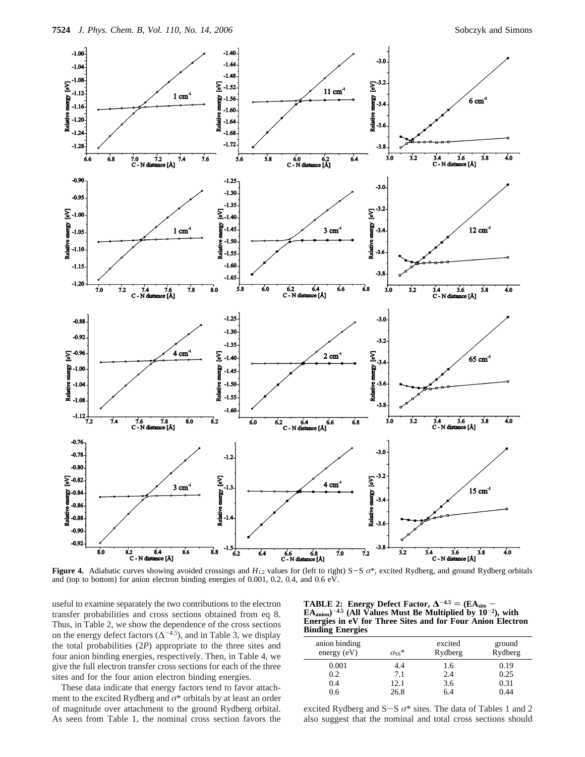**Figure 4.** Adiabatic curves showing avoided crossings and $H_{1,2}$ values for (left to right) S−S $\sigma^*$, excited Rydberg, and ground Rydberg orbitals and (top to bottom) for anion electron binding energies of 0.001, 0.2, 0.4, and 0.6 eV.

useful to examine separately the two contributions to the electron transfer probabilities and cross sections obtained from eq 8. Thus, in Table 2, we show the dependence of the cross sections on the energy defect factors ($\Delta^{-4.5}$), and in Table 3, we display the total probabilities (2*P*) appropriate to the three sites and four anion binding energies, respectively. Then, in Table 4, we give the full electron transfer cross sections for each of the three sites and for the four anion electron binding energies.

These data indicate that energy factors tend to favor attachment to the excited Rydberg and $\sigma^*$ orbitals by at least an order of magnitude over attachment to the ground Rydberg orbital. As seen from Table 1, the nominal cross section favors the excited Rydberg and S−S $\sigma^*$ sites. The data of Tables 1 and 2 also suggest that the nominal and total cross sections should

**TABLE 2: Energy Defect Factor, $\Delta^{-4.5} = (EA_{site} - EA_{anion})^{-4.5}$ (All Values Must Be Multiplied by $10^{-2}$), with Energies in eV for Three Sites and for Four Anion Electron Binding Energies**

| anion binding energy (eV) | $\sigma_{SS}^*$ | excited Rydberg | ground Rydberg |
|---|---|---|---|
| 0.001 | 4.4 | 1.6 | 0.19 |
| 0.2 | 7.1 | 2.4 | 0.25 |
| 0.4 | 12.1 | 3.6 | 0.31 |
| 0.6 | 26.8 | 6.4 | 0.44 |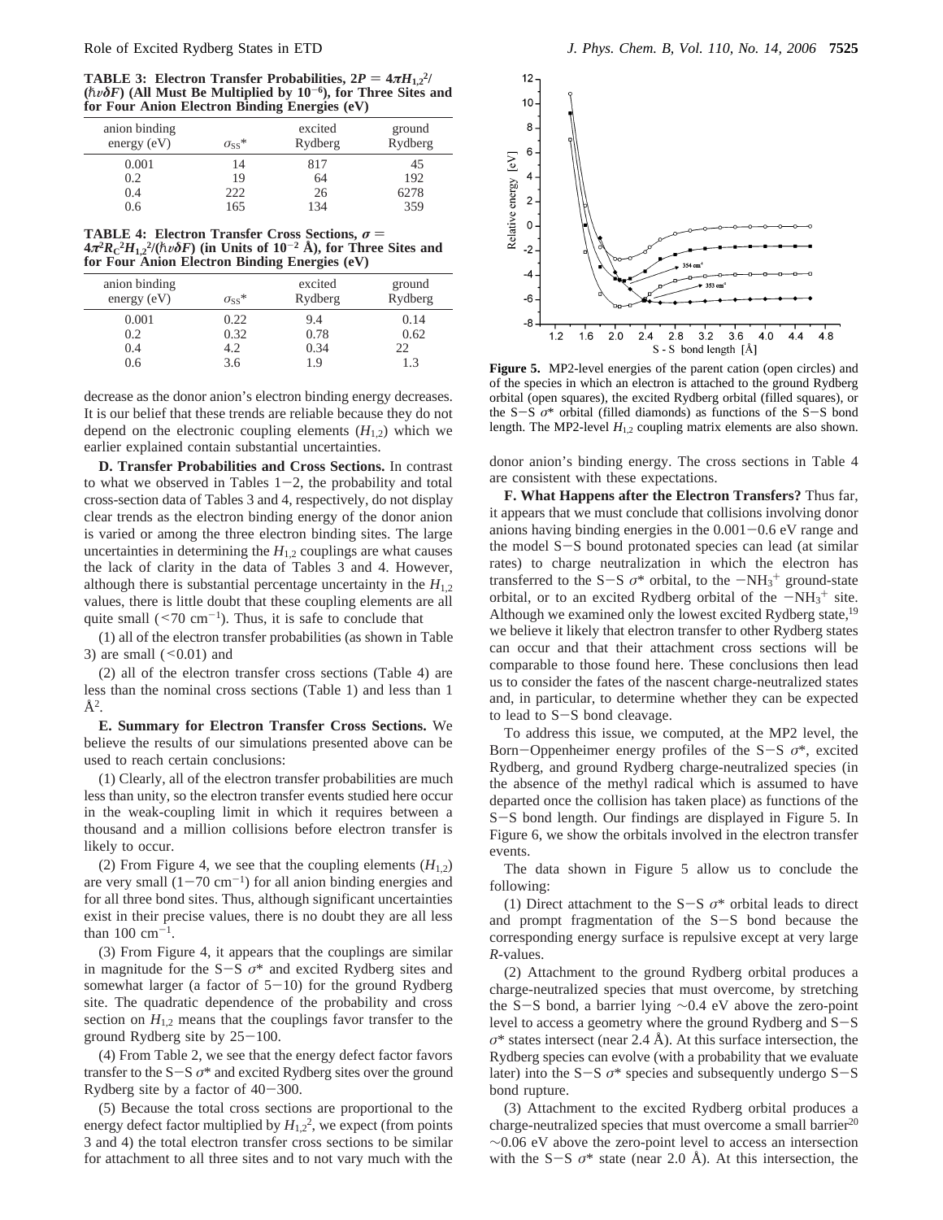**TABLE 3: Electron Transfer Probabilities, $2P = 4\pi H_{1,2}^2/(\hbar v \delta F)$ (All Must Be Multiplied by $10^{-6}$), for Three Sites and for Four Anion Electron Binding Energies (eV)**

| anion binding energy (eV) | $\sigma_{SS}$* | excited Rydberg | ground Rydberg |
|---|---|---|---|
| 0.001 | 14 | 817 | 45 |
| 0.2 | 19 | 64 | 192 |
| 0.4 | 222 | 26 | 6278 |
| 0.6 | 165 | 134 | 359 |

**TABLE 4: Electron Transfer Cross Sections, $\sigma = 4\pi^2 R_C^2 H_{1,2}^2/(\hbar v \delta F)$ (in Units of $10^{-2}$ Å), for Three Sites and for Four Anion Electron Binding Energies (eV)**

| anion binding energy (eV) | $\sigma_{SS}$* | excited Rydberg | ground Rydberg |
|---|---|---|---|
| 0.001 | 0.22 | 9.4 | 0.14 |
| 0.2 | 0.32 | 0.78 | 0.62 |
| 0.4 | 4.2 | 0.34 | 22 |
| 0.6 | 3.6 | 1.9 | 1.3 |

decrease as the donor anion's electron binding energy decreases. It is our belief that these trends are reliable because they do not depend on the electronic coupling elements ($H_{1,2}$) which we earlier explained contain substantial uncertainties.

**D. Transfer Probabilities and Cross Sections.** In contrast to what we observed in Tables 1–2, the probability and total cross-section data of Tables 3 and 4, respectively, do not display clear trends as the electron binding energy of the donor anion is varied or among the three electron binding sites. The large uncertainties in determining the $H_{1,2}$ couplings are what causes the lack of clarity in the data of Tables 3 and 4. However, although there is substantial percentage uncertainty in the $H_{1,2}$ values, there is little doubt that these coupling elements are all quite small (<70 cm$^{-1}$). Thus, it is safe to conclude that

(1) all of the electron transfer probabilities (as shown in Table 3) are small (<0.01) and

(2) all of the electron transfer cross sections (Table 4) are less than the nominal cross sections (Table 1) and less than 1 Å$^2$.

**E. Summary for Electron Transfer Cross Sections.** We believe the results of our simulations presented above can be used to reach certain conclusions:

(1) Clearly, all of the electron transfer probabilities are much less than unity, so the electron transfer events studied here occur in the weak-coupling limit in which it requires between a thousand and a million collisions before electron transfer is likely to occur.

(2) From Figure 4, we see that the coupling elements ($H_{1,2}$) are very small (1–70 cm$^{-1}$) for all anion binding energies and for all three bond sites. Thus, although significant uncertainties exist in their precise values, there is no doubt they are all less than 100 cm$^{-1}$.

(3) From Figure 4, it appears that the couplings are similar in magnitude for the S–S $\sigma$* and excited Rydberg sites and somewhat larger (a factor of 5–10) for the ground Rydberg site. The quadratic dependence of the probability and cross section on $H_{1,2}$ means that the couplings favor transfer to the ground Rydberg site by 25–100.

(4) From Table 2, we see that the energy defect factor favors transfer to the S–S $\sigma$* and excited Rydberg sites over the ground Rydberg site by a factor of 40–300.

(5) Because the total cross sections are proportional to the energy defect factor multiplied by $H_{1,2}^2$, we expect (from points 3 and 4) the total electron transfer cross sections to be similar for attachment to all three sites and to not vary much with the donor anion's binding energy. The cross sections in Table 4 are consistent with these expectations.

**Figure 5.** MP2-level energies of the parent cation (open circles) and of the species in which an electron is attached to the ground Rydberg orbital (open squares), the excited Rydberg orbital (filled squares), or the S–S $\sigma$* orbital (filled diamonds) as functions of the S–S bond length. The MP2-level $H_{1,2}$ coupling matrix elements are also shown.

**F. What Happens after the Electron Transfers?** Thus far, it appears that we must conclude that collisions involving donor anions having binding energies in the 0.001–0.6 eV range and the model S–S bound protonated species can lead (at similar rates) to charge neutralization in which the electron has transferred to the S–S $\sigma$* orbital, to the $-NH_3^+$ ground-state orbital, or to an excited Rydberg orbital of the $-NH_3^+$ site. Although we examined only the lowest excited Rydberg state,[19] we believe it likely that electron transfer to other Rydberg states can occur and that their attachment cross sections will be comparable to those found here. These conclusions then lead us to consider the fates of the nascent charge-neutralized states and, in particular, to determine whether they can be expected to lead to S–S bond cleavage.

To address this issue, we computed, at the MP2 level, the Born–Oppenheimer energy profiles of the S–S $\sigma$*, excited Rydberg, and ground Rydberg charge-neutralized species (in the absence of the methyl radical which is assumed to have departed once the collision has taken place) as functions of the S–S bond length. Our findings are displayed in Figure 5. In Figure 6, we show the orbitals involved in the electron transfer events.

The data shown in Figure 5 allow us to conclude the following:

(1) Direct attachment to the S–S $\sigma$* orbital leads to direct and prompt fragmentation of the S–S bond because the corresponding energy surface is repulsive except at very large $R$-values.

(2) Attachment to the ground Rydberg orbital produces a charge-neutralized species that must overcome, by stretching the S–S bond, a barrier lying ~0.4 eV above the zero-point level to access a geometry where the ground Rydberg and S–S $\sigma$* states intersect (near 2.4 Å). At this surface intersection, the Rydberg species can evolve (with a probability that we evaluate later) into the S–S $\sigma$* species and subsequently undergo S–S bond rupture.

(3) Attachment to the excited Rydberg orbital produces a charge-neutralized species that must overcome a small barrier[20] ~0.06 eV above the zero-point level to access an intersection with the S–S $\sigma$* state (near 2.0 Å). At this intersection, the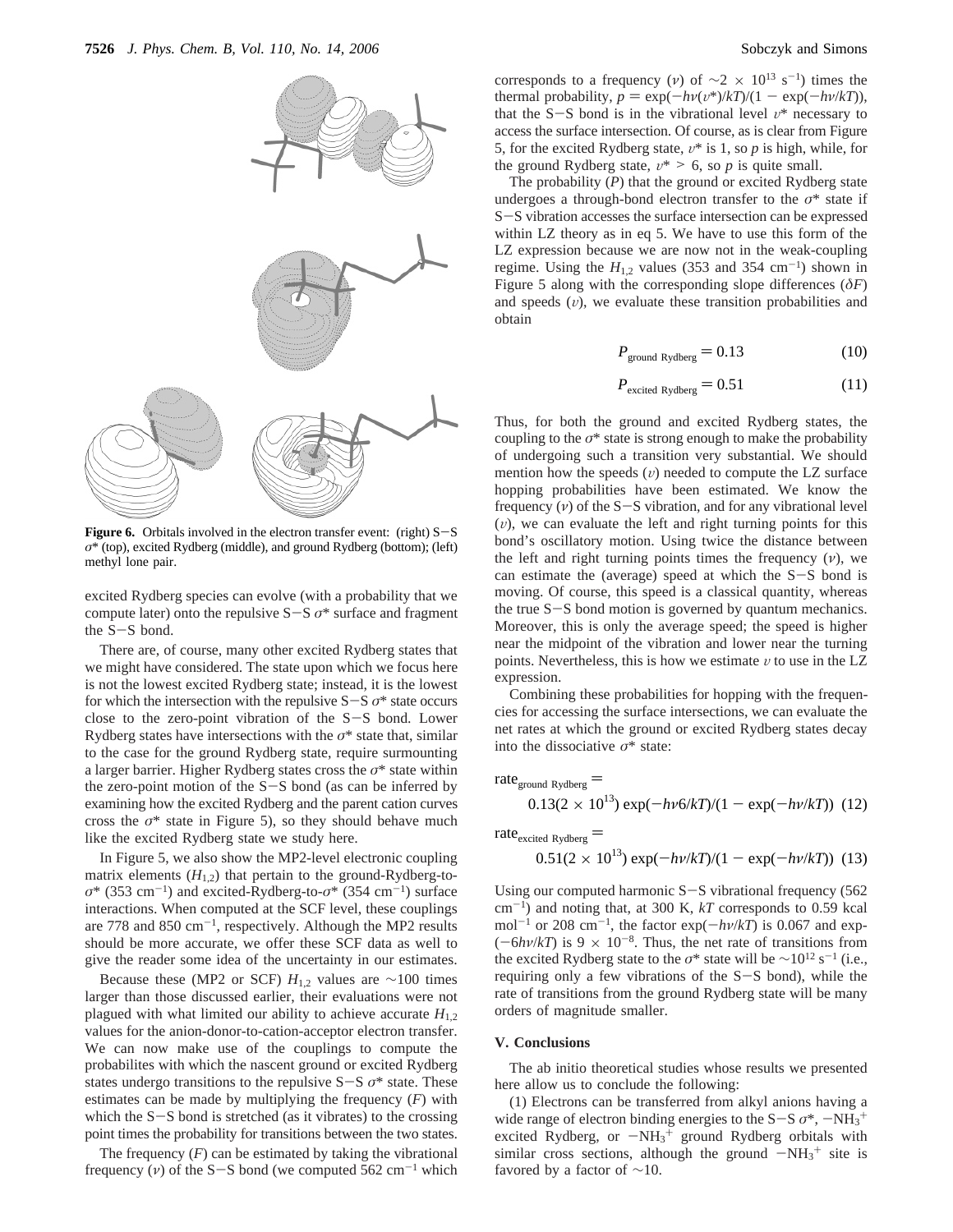**Figure 6.** Orbitals involved in the electron transfer event: (right) S−S $\sigma^*$ (top), excited Rydberg (middle), and ground Rydberg (bottom); (left) methyl lone pair.

excited Rydberg species can evolve (with a probability that we compute later) onto the repulsive S−S $\sigma^*$ surface and fragment the S−S bond.

There are, of course, many other excited Rydberg states that we might have considered. The state upon which we focus here is not the lowest excited Rydberg state; instead, it is the lowest for which the intersection with the repulsive S−S $\sigma^*$ state occurs close to the zero-point vibration of the S−S bond. Lower Rydberg states have intersections with the $\sigma^*$ state that, similar to the case for the ground Rydberg state, require surmounting a larger barrier. Higher Rydberg states cross the $\sigma^*$ state within the zero-point motion of the S−S bond (as can be inferred by examining how the excited Rydberg and the parent cation curves cross the $\sigma^*$ state in Figure 5), so they should behave much like the excited Rydberg state we study here.

In Figure 5, we also show the MP2-level electronic coupling matrix elements ($H_{1,2}$) that pertain to the ground-Rydberg-to-$\sigma^*$ (353 cm$^{-1}$) and excited-Rydberg-to-$\sigma^*$ (354 cm$^{-1}$) surface interactions. When computed at the SCF level, these couplings are 778 and 850 cm$^{-1}$, respectively. Although the MP2 results should be more accurate, we offer these SCF data as well to give the reader some idea of the uncertainty in our estimates.

Because these (MP2 or SCF) $H_{1,2}$ values are ~100 times larger than those discussed earlier, their evaluations were not plagued with what limited our ability to achieve accurate $H_{1,2}$ values for the anion-donor-to-cation-acceptor electron transfer. We can now make use of the couplings to compute the probabilites with which the nascent ground or excited Rydberg states undergo transitions to the repulsive S−S $\sigma^*$ state. These estimates can be made by multiplying the frequency ($F$) with which the S−S bond is stretched (as it vibrates) to the crossing point times the probability for transitions between the two states.

The frequency ($F$) can be estimated by taking the vibrational frequency ($\nu$) of the S−S bond (we computed 562 cm$^{-1}$ which corresponds to a frequency ($\nu$) of $\sim 2 \times 10^{13}$ s$^{-1}$) times the thermal probability, $p = \exp(-h\nu(v^*)/kT)/(1 - \exp(-h\nu/kT))$, that the S−S bond is in the vibrational level $v^*$ necessary to access the surface intersection. Of course, as is clear from Figure 5, for the excited Rydberg state, $v^*$ is 1, so $p$ is high, while, for the ground Rydberg state, $v^* > 6$, so $p$ is quite small.

The probability ($P$) that the ground or excited Rydberg state undergoes a through-bond electron transfer to the $\sigma^*$ state if S−S vibration accesses the surface intersection can be expressed within LZ theory as in eq 5. We have to use this form of the LZ expression because we are now not in the weak-coupling regime. Using the $H_{1,2}$ values (353 and 354 cm$^{-1}$) shown in Figure 5 along with the corresponding slope differences ($\delta F$) and speeds ($v$), we evaluate these transition probabilities and obtain

$$P_{\text{ground Rydberg}} = 0.13 \tag{10}$$

$$P_{\text{excited Rydberg}} = 0.51 \tag{11}$$

Thus, for both the ground and excited Rydberg states, the coupling to the $\sigma^*$ state is strong enough to make the probability of undergoing such a transition very substantial. We should mention how the speeds ($v$) needed to compute the LZ surface hopping probabilities have been estimated. We know the frequency ($\nu$) of the S−S vibration, and for any vibrational level ($v$), we can evaluate the left and right turning points for this bond's oscillatory motion. Using twice the distance between the left and right turning points times the frequency ($\nu$), we can estimate the (average) speed at which the S−S bond is moving. Of course, this speed is a classical quantity, whereas the true S−S bond motion is governed by quantum mechanics. Moreover, this is only the average speed; the speed is higher near the midpoint of the vibration and lower near the turning points. Nevertheless, this is how we estimate $v$ to use in the LZ expression.

Combining these probabilities for hopping with the frequencies for accessing the surface intersections, we can evaluate the net rates at which the ground or excited Rydberg states decay into the dissociative $\sigma^*$ state:

$$\text{rate}_{\text{ground Rydberg}} = 0.13(2 \times 10^{13}) \exp(-h\nu 6/kT)/(1 - \exp(-h\nu/kT)) \tag{12}$$

$$\text{rate}_{\text{excited Rydberg}} = 0.51(2 \times 10^{13}) \exp(-h\nu/kT)/(1 - \exp(-h\nu/kT)) \tag{13}$$

Using our computed harmonic S−S vibrational frequency (562 cm$^{-1}$) and noting that, at 300 K, $kT$ corresponds to 0.59 kcal mol$^{-1}$ or 208 cm$^{-1}$, the factor $\exp(-h\nu/kT)$ is 0.067 and $\exp(-6h\nu/kT)$ is $9 \times 10^{-8}$. Thus, the net rate of transitions from the excited Rydberg state to the $\sigma^*$ state will be $\sim 10^{12}$ s$^{-1}$ (i.e., requiring only a few vibrations of the S−S bond), while the rate of transitions from the ground Rydberg state will be many orders of magnitude smaller.

## V. Conclusions

The ab initio theoretical studies whose results we presented here allow us to conclude the following:

(1) Electrons can be transferred from alkyl anions having a wide range of electron binding energies to the S−S $\sigma^*$, $-NH_3^+$ excited Rydberg, or $-NH_3^+$ ground Rydberg orbitals with similar cross sections, although the ground $-NH_3^+$ site is favored by a factor of ~10.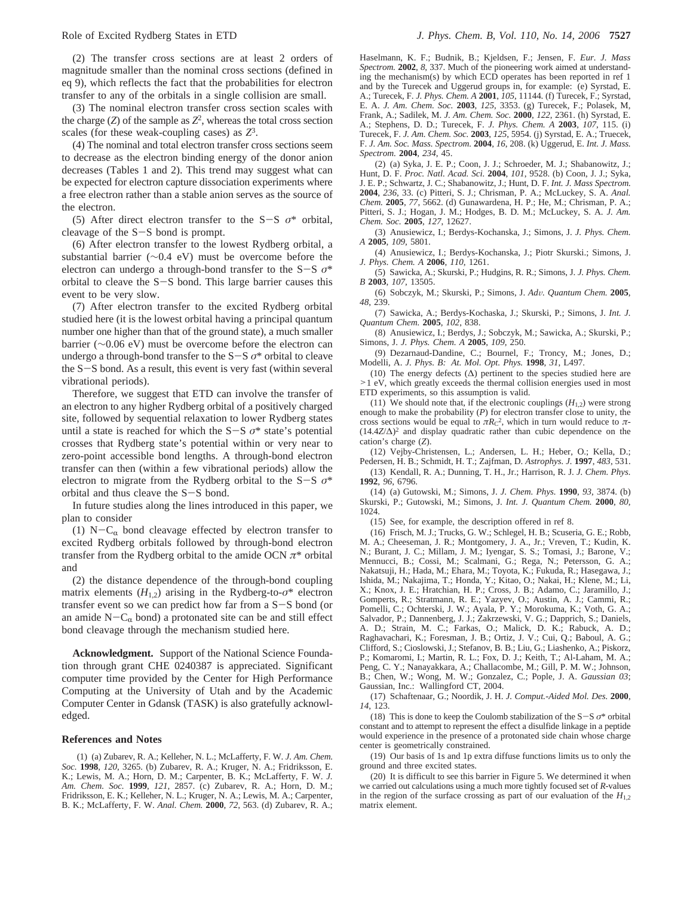(2) The transfer cross sections are at least 2 orders of magnitude smaller than the nominal cross sections (defined in eq 9), which reflects the fact that the probabilities for electron transfer to any of the orbitals in a single collision are small.

(3) The nominal electron transfer cross section scales with the charge ($Z$) of the sample as $Z^2$, whereas the total cross section scales (for these weak-coupling cases) as $Z^3$.

(4) The nominal and total electron transfer cross sections seem to decrease as the electron binding energy of the donor anion decreases (Tables 1 and 2). This trend may suggest what can be expected for electron capture dissociation experiments where a free electron rather than a stable anion serves as the source of the electron.

(5) After direct electron transfer to the S−S $\sigma^*$ orbital, cleavage of the S−S bond is prompt.

(6) After electron transfer to the lowest Rydberg orbital, a substantial barrier (~0.4 eV) must be overcome before the electron can undergo a through-bond transfer to the S−S $\sigma^*$ orbital to cleave the S−S bond. This large barrier causes this event to be very slow.

(7) After electron transfer to the excited Rydberg orbital studied here (it is the lowest orbital having a principal quantum number one higher than that of the ground state), a much smaller barrier (~0.06 eV) must be overcome before the electron can undergo a through-bond transfer to the S−S $\sigma^*$ orbital to cleave the S−S bond. As a result, this event is very fast (within several vibrational periods).

Therefore, we suggest that ETD can involve the transfer of an electron to any higher Rydberg orbital of a positively charged site, followed by sequential relaxation to lower Rydberg states until a state is reached for which the S−S $\sigma^*$ state's potential crosses that Rydberg state's potential within or very near to zero-point accessible bond lengths. A through-bond electron transfer can then (within a few vibrational periods) allow the electron to migrate from the Rydberg orbital to the S−S $\sigma^*$ orbital and thus cleave the S−S bond.

In future studies along the lines introduced in this paper, we plan to consider

(1) N−C$_\alpha$ bond cleavage effected by electron transfer to excited Rydberg orbitals followed by through-bond electron transfer from the Rydberg orbital to the amide OCN $\pi^*$ orbital and

(2) the distance dependence of the through-bond coupling matrix elements ($H_{1,2}$) arising in the Rydberg-to-$\sigma^*$ electron transfer event so we can predict how far from a S−S bond (or an amide N−C$_\alpha$ bond) a protonated site can be and still effect bond cleavage through the mechanism studied here.

**Acknowledgment.** Support of the National Science Foundation through grant CHE 0240387 is appreciated. Significant computer time provided by the Center for High Performance Computing at the University of Utah and by the Academic Computer Center in Gdansk (TASK) is also gratefully acknowledged.

## References and Notes

(1) (a) Zubarev, R. A.; Kelleher, N. L.; McLafferty, F. W. *J. Am. Chem. Soc.* **1998**, *120*, 3265. (b) Zubarev, R. A.; Kruger, N. A.; Fridriksson, E. K.; Lewis, M. A.; Horn, D. M.; Carpenter, B. K.; McLafferty, F. W. *J. Am. Chem. Soc.* **1999**, *121*, 2857. (c) Zubarev, R. A.; Horn, D. M.; Fridriksson, E. K.; Kelleher, N. L.; Kruger, N. A.; Lewis, M. A.; Carpenter, B. K.; McLafferty, F. W. *Anal. Chem.* **2000**, *72*, 563. (d) Zubarev, R. A.; Haselmann, K. F.; Budnik, B.; Kjeldsen, F.; Jensen, F. *Eur. J. Mass Spectrom.* **2002**, *8*, 337. Much of the pioneering work aimed at understanding the mechanism(s) by which ECD operates has been reported in ref 1 and by the Turecek and Uggerud groups in, for example: (e) Syrstad, E. A.; Turecek, F. *J. Phys. Chem. A* **2001**, *105*, 11144. (f) Turecek, F.; Syrstad, E. A. *J. Am. Chem. Soc.* **2003**, *125*, 3353. (g) Turecek, F.; Polasek, M, Frank, A.; Sadilek, M. *J. Am. Chem. Soc.* **2000**, *122*, 2361. (h) Syrstad, E. A.; Stephens, D. D.; Turecek, F. *J. Phys. Chem. A* **2003**, *107*, 115. (i) Turecek, F. *J. Am. Chem. Soc.* **2003**, *125*, 5954. (j) Syrstad, E. A.; Truecek, F. *J. Am. Soc. Mass. Spectrom.* **2004**, *16*, 208. (k) Uggerud, E. *Int. J. Mass. Spectrom.* **2004**, *234*, 45.

(2) (a) Syka, J. E. P.; Coon, J. J.; Schroeder, M. J.; Shabanowitz, J.; Hunt, D. F. *Proc. Natl. Acad. Sci.* **2004**, *101*, 9528. (b) Coon, J. J.; Syka, J. E. P.; Schwartz, J. C.; Shabanowitz, J.; Hunt, D. F. *Int. J. Mass Spectrom.* **2004**, *236*, 33. (c) Pitteri, S. J.; Chrisman, P. A.; McLuckey, S. A. *Anal. Chem.* **2005**, *77*, 5662. (d) Gunawardena, H. P.; He, M.; Chrisman, P. A.; Pitteri, S. J.; Hogan, J. M.; Hodges, B. D. M.; McLuckey, S. A. *J. Am. Chem. Soc.* **2005**, *127*, 12627.

(3) Anusiewicz, I.; Berdys-Kochanska, J.; Simons, J. *J. Phys. Chem. A* **2005**, *109*, 5801.

(4) Anusiewicz, I.; Berdys-Kochanska, J.; Piotr Skurski.; Simons, J. *J. Phys. Chem. A* **2006**, *110*, 1261.

(5) Sawicka, A.; Skurski, P.; Hudgins, R. R.; Simons, J. *J. Phys. Chem. B* **2003**, *107*, 13505.

(6) Sobczyk, M.; Skurski, P.; Simons, J. *Adv. Quantum Chem.* **2005**, *48*, 239.

(7) Sawicka, A.; Berdys-Kochaska, J.; Skurski, P.; Simons, J. *Int. J. Quantum Chem.* **2005**, *102*, 838.

(8) Anusiewicz, I.; Berdys, J.; Sobczyk, M.; Sawicka, A.; Skurski, P.; Simons, J. *J. Phys. Chem. A* **2005**, *109*, 250.

(9) Dezarnaud-Dandine, C.; Bournel, F.; Troncy, M.; Jones, D.; Modelli, A. *J. Phys. B: At. Mol. Opt. Phys.* **1998**, *31*, L497.

(10) The energy defects ($\Delta$) pertinent to the species studied here are >1 eV, which greatly exceeds the thermal collision energies used in most ETD experiments, so this assumption is valid.

(11) We should note that, if the electronic couplings ($H_{1,2}$) were strong enough to make the probability ($P$) for electron transfer close to unity, the cross sections would be equal to $\pi R_C^2$, which in turn would reduce to $\pi$-$(14.4Z/\Delta)^2$ and display quadratic rather than cubic dependence on the cation's charge ($Z$).

(12) Vejby-Christensen, L.; Andersen, L. H.; Heber, O.; Kella, D.; Pedersen, H. B.; Schmidt, H. T.; Zajfman, D. *Astrophys. J.* **1997**, *483*, 531.

(13) Kendall, R. A.; Dunning, T. H., Jr.; Harrison, R. J. *J. Chem. Phys.* **1992**, *96*, 6796.

(14) (a) Gutowski, M.; Simons, J. *J. Chem. Phys.* **1990**, *93*, 3874. (b) Skurski, P.; Gutowski, M.; Simons, J. *Int. J. Quantum Chem.* **2000**, *80*, 1024.

(15) See, for example, the description offered in ref 8.

(16) Frisch, M. J.; Trucks, G. W.; Schlegel, H. B.; Scuseria, G. E.; Robb, M. A.; Cheeseman, J. R.; Montgomery, J. A., Jr.; Vreven, T.; Kudin, K. N.; Burant, J. C.; Millam, J. M.; Iyengar, S. S.; Tomasi, J.; Barone, V.; Mennucci, B.; Cossi, M.; Scalmani, G.; Rega, N.; Petersson, G. A.; Nakatsuji, H.; Hada, M.; Ehara, M.; Toyota, K.; Fukuda, R.; Hasegawa, J.; Ishida, M.; Nakajima, T.; Honda, Y.; Kitao, O.; Nakai, H.; Klene, M.; Li, X.; Knox, J. E.; Hratchian, H. P.; Cross, J. B.; Adamo, C.; Jaramillo, J.; Gomperts, R.; Stratmann, R. E.; Yazyev, O.; Austin, A. J.; Cammi, R.; Pomelli, C.; Ochterski, J. W.; Ayala, P. Y.; Morokuma, K.; Voth, G. A.; Salvador, P.; Dannenberg, J. J.; Zakrzewski, V. G.; Dapprich, S.; Daniels, A. D.; Strain, M. C.; Farkas, O.; Malick, D. K.; Rabuck, A. D.; Raghavachari, K.; Foresman, J. B.; Ortiz, J. V.; Cui, Q.; Baboul, A. G.; Clifford, S.; Cioslowski, J.; Stefanov, B. B.; Liu, G.; Liashenko, A.; Piskorz, P.; Komaromi, I.; Martin, R. L.; Fox, D. J.; Keith, T.; Al-Laham, M. A.; Peng, C. Y.; Nanayakkara, A.; Challacombe, M.; Gill, P. M. W.; Johnson, B.; Chen, W.; Wong, M. W.; Gonzalez, C.; Pople, J. A. *Gaussian 03*; Gaussian, Inc.: Wallingford CT, 2004.

(17) Schaftenaar, G.; Noordik, J. H. *J. Comput.-Aided Mol. Des.* **2000**, *14*, 123.

(18) This is done to keep the Coulomb stabilization of the S−S $\sigma^*$ orbital constant and to attempt to represent the effect a disulfide linkage in a peptide would experience in the presence of a protonated side chain whose charge center is geometrically constrained.

(19) Our basis of 1s and 1p extra diffuse functions limits us to only the ground and three excited states.

(20) It is difficult to see this barrier in Figure 5. We determined it when we carried out calculations using a much more tightly focused set of $R$-values in the region of the surface crossing as part of our evaluation of the $H_{1,2}$ matrix element.